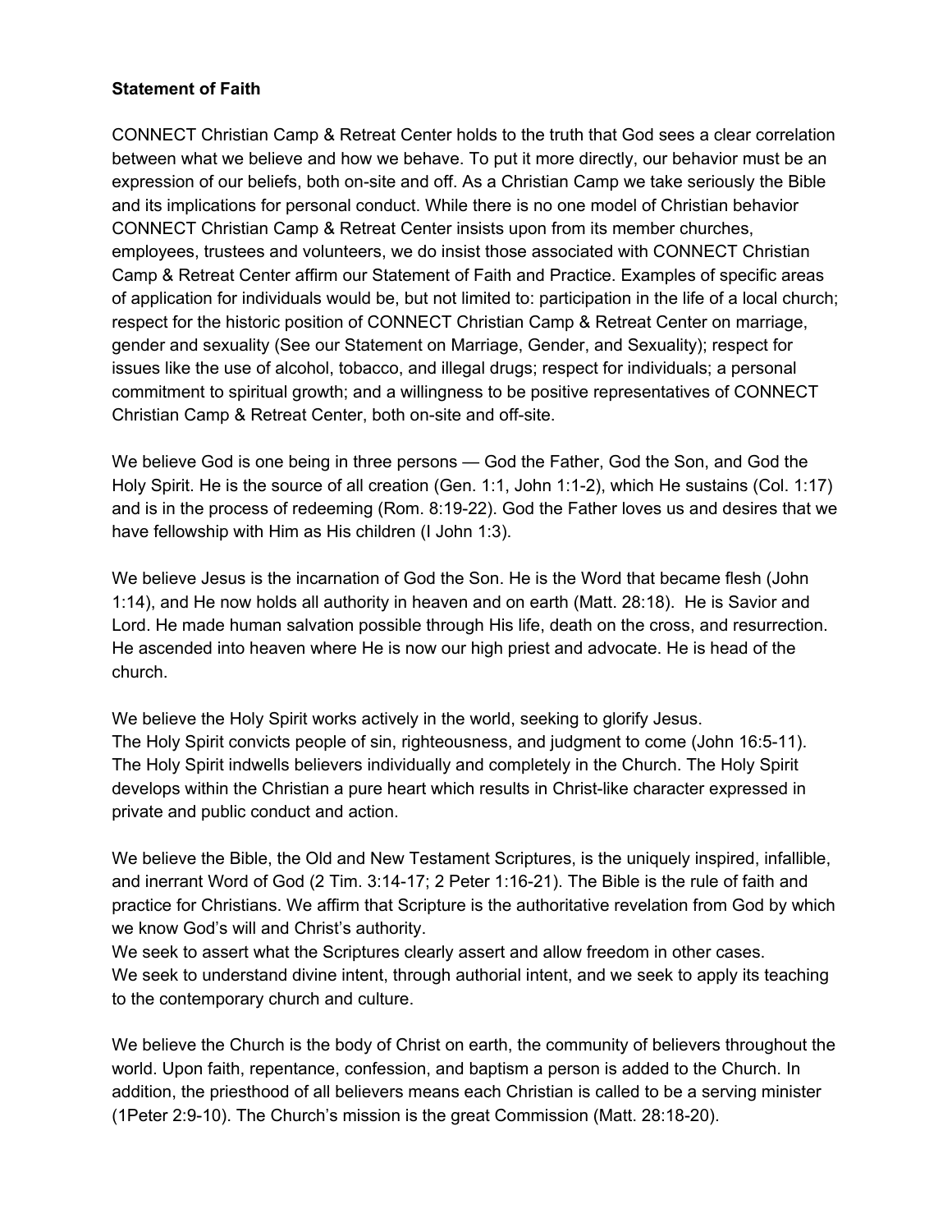**Statement of Faith**

CONNECT Christian Camp & Retreat Center holds to the truth that God sees a clear correlation between what we believe and how we behave. To put it more directly, our behavior must be an expression of our beliefs, both on-site and off. As a Christian Camp we take seriously the Bible and its implications for personal conduct. While there is no one model of Christian behavior CONNECT Christian Camp & Retreat Center insists upon from its member churches, employees, trustees and volunteers, we do insist those associated with CONNECT Christian Camp & Retreat Center affirm our Statement of Faith and Practice. Examples of specific areas of application for individuals would be, but not limited to: participation in the life of a local church; respect for the historic position of CONNECT Christian Camp & Retreat Center on marriage, gender and sexuality (See our Statement on Marriage, Gender, and Sexuality); respect for issues like the use of alcohol, tobacco, and illegal drugs; respect for individuals; a personal commitment to spiritual growth; and a willingness to be positive representatives of CONNECT Christian Camp & Retreat Center, both on-site and off-site.

We believe God is one being in three persons — God the Father, God the Son, and God the Holy Spirit. He is the source of all creation (Gen. 1:1, John 1:1-2), which He sustains (Col. 1:17) and is in the process of redeeming (Rom. 8:19-22). God the Father loves us and desires that we have fellowship with Him as His children (I John 1:3).

We believe Jesus is the incarnation of God the Son. He is the Word that became flesh (John 1:14), and He now holds all authority in heaven and on earth (Matt. 28:18). He is Savior and Lord. He made human salvation possible through His life, death on the cross, and resurrection. He ascended into heaven where He is now our high priest and advocate. He is head of the church.

We believe the Holy Spirit works actively in the world, seeking to glorify Jesus.
The Holy Spirit convicts people of sin, righteousness, and judgment to come (John 16:5-11). The Holy Spirit indwells believers individually and completely in the Church. The Holy Spirit develops within the Christian a pure heart which results in Christ-like character expressed in private and public conduct and action.

We believe the Bible, the Old and New Testament Scriptures, is the uniquely inspired, infallible, and inerrant Word of God (2 Tim. 3:14-17; 2 Peter 1:16-21). The Bible is the rule of faith and practice for Christians. We affirm that Scripture is the authoritative revelation from God by which we know God's will and Christ's authority.
We seek to assert what the Scriptures clearly assert and allow freedom in other cases.
We seek to understand divine intent, through authorial intent, and we seek to apply its teaching to the contemporary church and culture.

We believe the Church is the body of Christ on earth, the community of believers throughout the world. Upon faith, repentance, confession, and baptism a person is added to the Church. In addition, the priesthood of all believers means each Christian is called to be a serving minister (1Peter 2:9-10). The Church's mission is the great Commission (Matt. 28:18-20).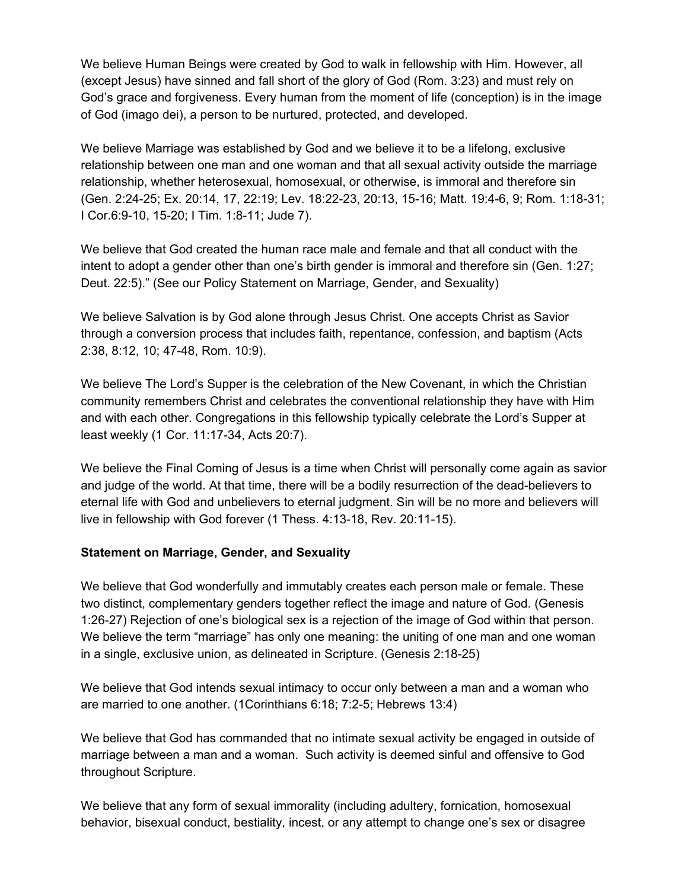We believe Human Beings were created by God to walk in fellowship with Him. However, all (except Jesus) have sinned and fall short of the glory of God (Rom. 3:23) and must rely on God's grace and forgiveness. Every human from the moment of life (conception) is in the image of God (imago dei), a person to be nurtured, protected, and developed.

We believe Marriage was established by God and we believe it to be a lifelong, exclusive relationship between one man and one woman and that all sexual activity outside the marriage relationship, whether heterosexual, homosexual, or otherwise, is immoral and therefore sin (Gen. 2:24-25; Ex. 20:14, 17, 22:19; Lev. 18:22-23, 20:13, 15-16; Matt. 19:4-6, 9; Rom. 1:18-31; I Cor.6:9-10, 15-20; I Tim. 1:8-11; Jude 7).

We believe that God created the human race male and female and that all conduct with the intent to adopt a gender other than one's birth gender is immoral and therefore sin (Gen. 1:27; Deut. 22:5)." (See our Policy Statement on Marriage, Gender, and Sexuality)

We believe Salvation is by God alone through Jesus Christ. One accepts Christ as Savior through a conversion process that includes faith, repentance, confession, and baptism (Acts 2:38, 8:12, 10; 47-48, Rom. 10:9).

We believe The Lord's Supper is the celebration of the New Covenant, in which the Christian community remembers Christ and celebrates the conventional relationship they have with Him and with each other. Congregations in this fellowship typically celebrate the Lord's Supper at least weekly (1 Cor. 11:17-34, Acts 20:7).

We believe the Final Coming of Jesus is a time when Christ will personally come again as savior and judge of the world. At that time, there will be a bodily resurrection of the dead-believers to eternal life with God and unbelievers to eternal judgment. Sin will be no more and believers will live in fellowship with God forever (1 Thess. 4:13-18, Rev. 20:11-15).

**Statement on Marriage, Gender, and Sexuality**

We believe that God wonderfully and immutably creates each person male or female. These two distinct, complementary genders together reflect the image and nature of God. (Genesis 1:26-27) Rejection of one's biological sex is a rejection of the image of God within that person. We believe the term "marriage" has only one meaning: the uniting of one man and one woman in a single, exclusive union, as delineated in Scripture. (Genesis 2:18-25)

We believe that God intends sexual intimacy to occur only between a man and a woman who are married to one another. (1Corinthians 6:18; 7:2-5; Hebrews 13:4)

We believe that God has commanded that no intimate sexual activity be engaged in outside of marriage between a man and a woman. Such activity is deemed sinful and offensive to God throughout Scripture.

We believe that any form of sexual immorality (including adultery, fornication, homosexual behavior, bisexual conduct, bestiality, incest, or any attempt to change one's sex or disagree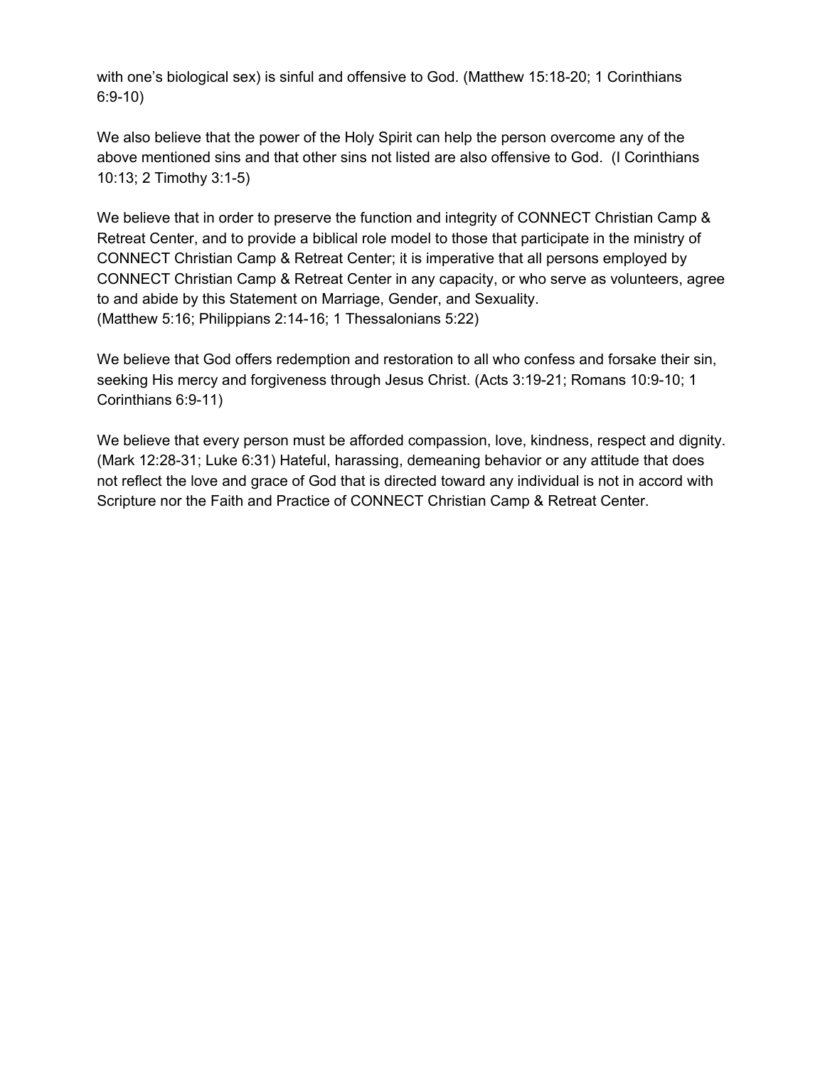with one’s biological sex) is sinful and offensive to God. (Matthew 15:18-20; 1 Corinthians 6:9-10)

We also believe that the power of the Holy Spirit can help the person overcome any of the above mentioned sins and that other sins not listed are also offensive to God.  (I Corinthians 10:13; 2 Timothy 3:1-5)

We believe that in order to preserve the function and integrity of CONNECT Christian Camp & Retreat Center, and to provide a biblical role model to those that participate in the ministry of CONNECT Christian Camp & Retreat Center; it is imperative that all persons employed by CONNECT Christian Camp & Retreat Center in any capacity, or who serve as volunteers, agree to and abide by this Statement on Marriage, Gender, and Sexuality.
(Matthew 5:16; Philippians 2:14-16; 1 Thessalonians 5:22)

We believe that God offers redemption and restoration to all who confess and forsake their sin, seeking His mercy and forgiveness through Jesus Christ. (Acts 3:19-21; Romans 10:9-10; 1 Corinthians 6:9-11)

We believe that every person must be afforded compassion, love, kindness, respect and dignity. (Mark 12:28-31; Luke 6:31) Hateful, harassing, demeaning behavior or any attitude that does not reflect the love and grace of God that is directed toward any individual is not in accord with Scripture nor the Faith and Practice of CONNECT Christian Camp & Retreat Center.